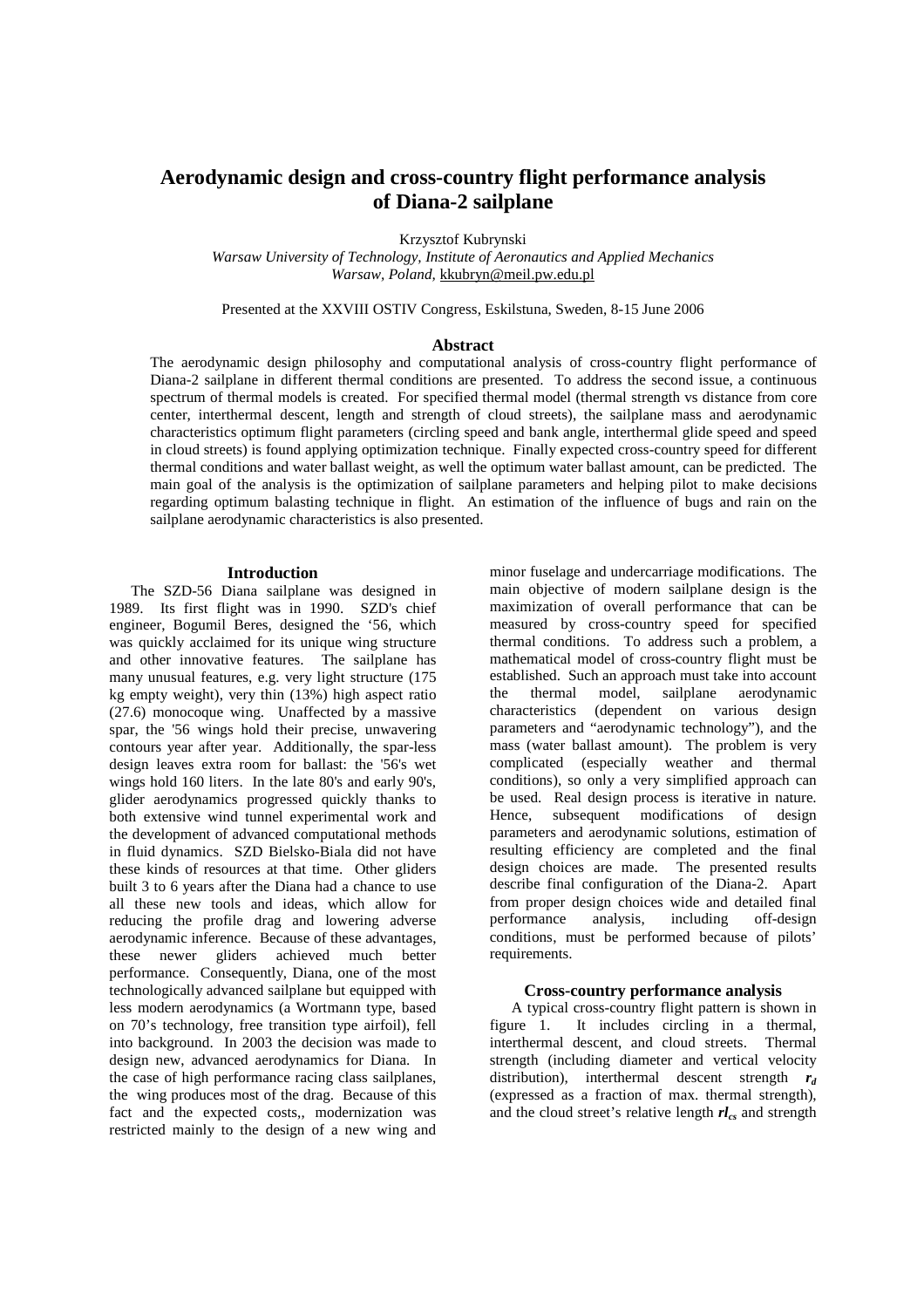# Aerodynamic design and cross-country flight performance analysis of Diana-2 sailplane

Krzysztof Kubrynski

*Warsaw University of Technology, Institute of Aeronautics and Applied Mechanics*
*Warsaw, Poland,* kkubryn@meil.pw.edu.pl

Presented at the XXVIII OSTIV Congress, Eskilstuna, Sweden, 8-15 June 2006

## Abstract

The aerodynamic design philosophy and computational analysis of cross-country flight performance of Diana-2 sailplane in different thermal conditions are presented. To address the second issue, a continuous spectrum of thermal models is created. For specified thermal model (thermal strength vs distance from core center, interthermal descent, length and strength of cloud streets), the sailplane mass and aerodynamic characteristics optimum flight parameters (circling speed and bank angle, interthermal glide speed and speed in cloud streets) is found applying optimization technique. Finally expected cross-country speed for different thermal conditions and water ballast weight, as well the optimum water ballast amount, can be predicted. The main goal of the analysis is the optimization of sailplane parameters and helping pilot to make decisions regarding optimum balasting technique in flight. An estimation of the influence of bugs and rain on the sailplane aerodynamic characteristics is also presented.

## Introduction

The SZD-56 Diana sailplane was designed in 1989. Its first flight was in 1990. SZD's chief engineer, Bogumil Beres, designed the '56, which was quickly acclaimed for its unique wing structure and other innovative features. The sailplane has many unusual features, e.g. very light structure (175 kg empty weight), very thin (13%) high aspect ratio (27.6) monocoque wing. Unaffected by a massive spar, the '56 wings hold their precise, unwavering contours year after year. Additionally, the spar-less design leaves extra room for ballast: the '56's wet wings hold 160 liters. In the late 80's and early 90's, glider aerodynamics progressed quickly thanks to both extensive wind tunnel experimental work and the development of advanced computational methods in fluid dynamics. SZD Bielsko-Biala did not have these kinds of resources at that time. Other gliders built 3 to 6 years after the Diana had a chance to use all these new tools and ideas, which allow for reducing the profile drag and lowering adverse aerodynamic inference. Because of these advantages, these newer gliders achieved much better performance. Consequently, Diana, one of the most technologically advanced sailplane but equipped with less modern aerodynamics (a Wortmann type, based on 70's technology, free transition type airfoil), fell into background. In 2003 the decision was made to design new, advanced aerodynamics for Diana. In the case of high performance racing class sailplanes, the wing produces most of the drag. Because of this fact and the expected costs,, modernization was restricted mainly to the design of a new wing and minor fuselage and undercarriage modifications. The main objective of modern sailplane design is the maximization of overall performance that can be measured by cross-country speed for specified thermal conditions. To address such a problem, a mathematical model of cross-country flight must be established. Such an approach must take into account the thermal model, sailplane aerodynamic characteristics (dependent on various design parameters and "aerodynamic technology"), and the mass (water ballast amount). The problem is very complicated (especially weather and thermal conditions), so only a very simplified approach can be used. Real design process is iterative in nature. Hence, subsequent modifications of design parameters and aerodynamic solutions, estimation of resulting efficiency are completed and the final design choices are made. The presented results describe final configuration of the Diana-2. Apart from proper design choices wide and detailed final performance analysis, including off-design conditions, must be performed because of pilots' requirements.

## Cross-country performance analysis

A typical cross-country flight pattern is shown in figure 1. It includes circling in a thermal, interthermal descent, and cloud streets. Thermal strength (including diameter and vertical velocity distribution), interthermal descent strength $\boldsymbol{r_d}$ (expressed as a fraction of max. thermal strength), and the cloud street's relative length $\boldsymbol{rl_{cs}}$ and strength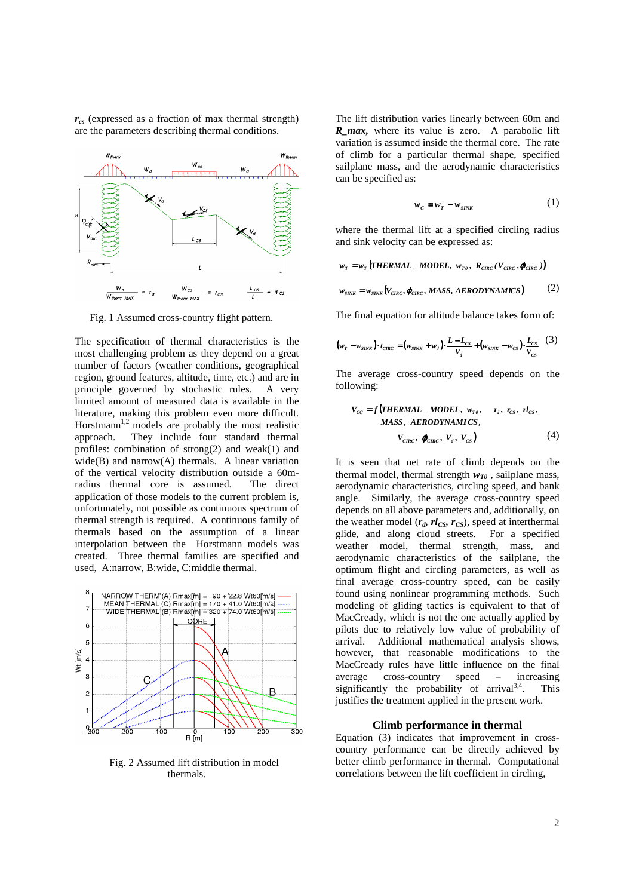$r_{cs}$ (expressed as a fraction of max thermal strength) are the parameters describing thermal conditions.

Fig. 1 Assumed cross-country flight pattern.

The specification of thermal characteristics is the most challenging problem as they depend on a great number of factors (weather conditions, geographical region, ground features, altitude, time, etc.) and are in principle governed by stochastic rules. A very limited amount of measured data is available in the literature, making this problem even more difficult. Horstmann[1,2] models are probably the most realistic approach. They include four standard thermal profiles: combination of strong(2) and weak(1) and wide(B) and narrow(A) thermals. A linear variation of the vertical velocity distribution outside a 60m-radius thermal core is assumed. The direct application of those models to the current problem is, unfortunately, not possible as continuous spectrum of thermal strength is required. A continuous family of thermals based on the assumption of a linear interpolation between the Horstmann models was created. Three thermal families are specified and used, A:narrow, B:wide, C:middle thermal.

Fig. 2 Assumed lift distribution in model thermals.

The lift distribution varies linearly between 60m and ***R_max***, where its value is zero. A parabolic lift variation is assumed inside the thermal core. The rate of climb for a particular thermal shape, specified sailplane mass, and the aerodynamic characteristics can be specified as:

$$w_C = w_T - w_{SINK} \tag{1}$$

where the thermal lift at a specified circling radius and sink velocity can be expressed as:

$$w_T = w_T\left(THERMAL\_MODEL,\ w_{T0},\ R_{CIRC}(V_{CIRC}, \phi_{CIRC})\right)$$

$$w_{SINK} = w_{SINK}\left(V_{CIRC}, \phi_{CIRC}, MASS, AERODYNAMICS\right) \tag{2}$$

The final equation for altitude balance takes form of:

$$\left(w_T - w_{SINK}\right)\cdot t_{CIRC} = \left(w_{SINK} + w_d\right)\cdot\frac{L - L_{CS}}{V_d} + \left(w_{SINK} - w_{CS}\right)\cdot\frac{L_{CS}}{V_{CS}} \tag{3}$$

The average cross-country speed depends on the following:

$$V_{CC} = f\left(THERMAL\_MODEL,\ w_{T0},\ r_d,\ r_{CS},\ rl_{CS},\ MASS,\ AERODYNAMICS,\ V_{CIRC},\ \phi_{CIRC},\ V_d,\ V_{CS}\right) \tag{4}$$

It is seen that net rate of climb depends on the thermal model, thermal strength $w_{T0}$, sailplane mass, aerodynamic characteristics, circling speed, and bank angle. Similarly, the average cross-country speed depends on all above parameters and, additionally, on the weather model ($r_d$, $rl_{CS}$, $r_{CS}$), speed at interthermal glide, and along cloud streets. For a specified weather model, thermal strength, mass, and aerodynamic characteristics of the sailplane, the optimum flight and circling parameters, as well as final average cross-country speed, can be easily found using nonlinear programming methods. Such modeling of gliding tactics is equivalent to that of MacCready, which is not the one actually applied by pilots due to relatively low value of probability of arrival. Additional mathematical analysis shows, however, that reasonable modifications to the MacCready rules have little influence on the final average cross-country speed – increasing significantly the probability of arrival[3,4]. This justifies the treatment applied in the present work.

## Climb performance in thermal

Equation (3) indicates that improvement in cross-country performance can be directly achieved by better climb performance in thermal. Computational correlations between the lift coefficient in circling,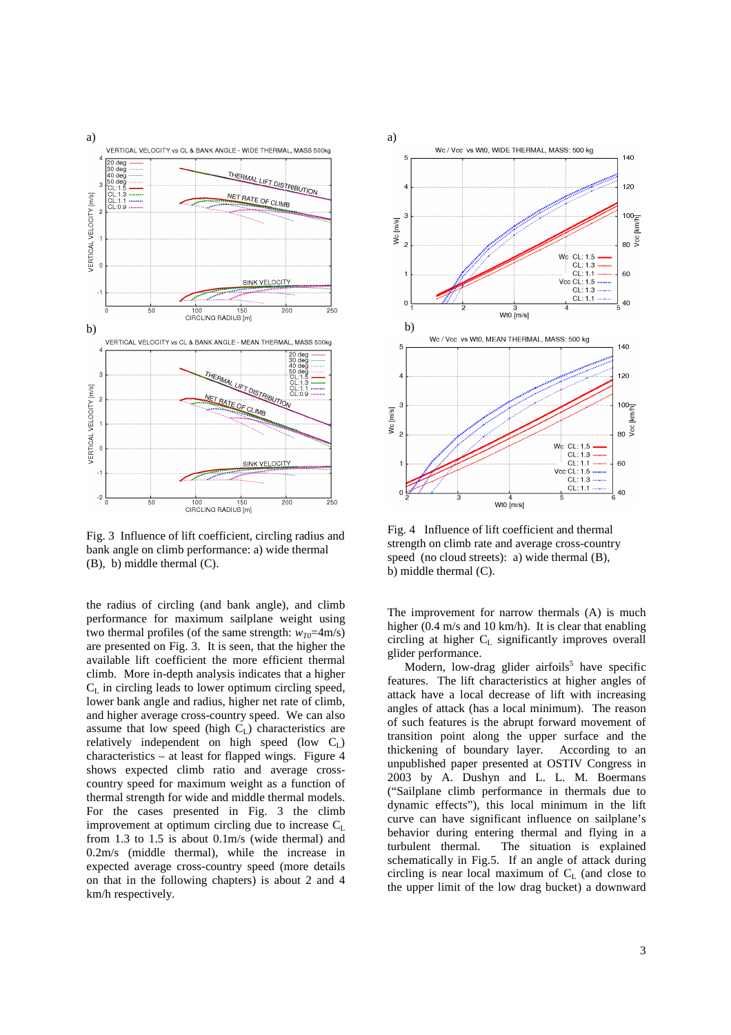Fig. 3 Influence of lift coefficient, circling radius and bank angle on climb performance: a) wide thermal (B), b) middle thermal (C).

Fig. 4 Influence of lift coefficient and thermal strength on climb rate and average cross-country speed (no cloud streets): a) wide thermal (B), b) middle thermal (C).

the radius of circling (and bank angle), and climb performance for maximum sailplane weight using two thermal profiles (of the same strength: $w_{T0}$=4m/s) are presented on Fig. 3. It is seen, that the higher the available lift coefficient the more efficient thermal climb. More in-depth analysis indicates that a higher $C_L$ in circling leads to lower optimum circling speed, lower bank angle and radius, higher net rate of climb, and higher average cross-country speed. We can also assume that low speed (high $C_L$) characteristics are relatively independent on high speed (low $C_L$) characteristics – at least for flapped wings. Figure 4 shows expected climb ratio and average cross-country speed for maximum weight as a function of thermal strength for wide and middle thermal models. For the cases presented in Fig. 3 the climb improvement at optimum circling due to increase $C_L$ from 1.3 to 1.5 is about 0.1m/s (wide thermal) and 0.2m/s (middle thermal), while the increase in expected average cross-country speed (more details on that in the following chapters) is about 2 and 4 km/h respectively.

The improvement for narrow thermals (A) is much higher (0.4 m/s and 10 km/h). It is clear that enabling circling at higher $C_L$ significantly improves overall glider performance.

Modern, low-drag glider airfoils[5] have specific features. The lift characteristics at higher angles of attack have a local decrease of lift with increasing angles of attack (has a local minimum). The reason of such features is the abrupt forward movement of transition point along the upper surface and the thickening of boundary layer. According to an unpublished paper presented at OSTIV Congress in 2003 by A. Dushyn and L. L. M. Boermans ("Sailplane climb performance in thermals due to dynamic effects"), this local minimum in the lift curve can have significant influence on sailplane's behavior during entering thermal and flying in a turbulent thermal. The situation is explained schematically in Fig.5. If an angle of attack during circling is near local maximum of $C_L$ (and close to the upper limit of the low drag bucket) a downward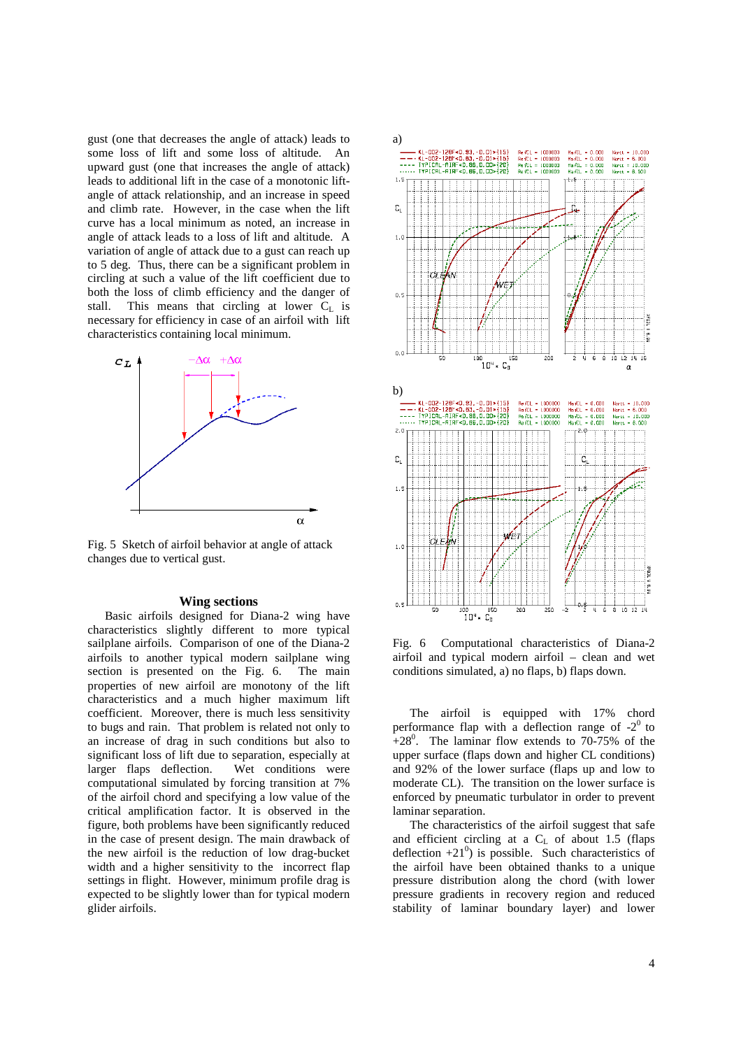gust (one that decreases the angle of attack) leads to some loss of lift and some loss of altitude. An upward gust (one that increases the angle of attack) leads to additional lift in the case of a monotonic lift-angle of attack relationship, and an increase in speed and climb rate. However, in the case when the lift curve has a local minimum as noted, an increase in angle of attack leads to a loss of lift and altitude. A variation of angle of attack due to a gust can reach up to 5 deg. Thus, there can be a significant problem in circling at such a value of the lift coefficient due to both the loss of climb efficiency and the danger of stall. This means that circling at lower $C_L$ is necessary for efficiency in case of an airfoil with lift characteristics containing local minimum.

Fig. 5 Sketch of airfoil behavior at angle of attack changes due to vertical gust.

## Wing sections

Basic airfoils designed for Diana-2 wing have characteristics slightly different to more typical sailplane airfoils. Comparison of one of the Diana-2 airfoils to another typical modern sailplane wing section is presented on the Fig. 6. The main properties of new airfoil are monotony of the lift characteristics and a much higher maximum lift coefficient. Moreover, there is much less sensitivity to bugs and rain. That problem is related not only to an increase of drag in such conditions but also to significant loss of lift due to separation, especially at larger flaps deflection. Wet conditions were computational simulated by forcing transition at 7% of the airfoil chord and specifying a low value of the critical amplification factor. It is observed in the figure, both problems have been significantly reduced in the case of present design. The main drawback of the new airfoil is the reduction of low drag-bucket width and a higher sensitivity to the incorrect flap settings in flight. However, minimum profile drag is expected to be slightly lower than for typical modern glider airfoils.

Fig. 6 Computational characteristics of Diana-2 airfoil and typical modern airfoil – clean and wet conditions simulated, a) no flaps, b) flaps down.

The airfoil is equipped with 17% chord performance flap with a deflection range of $-2^0$ to $+28^0$. The laminar flow extends to 70-75% of the upper surface (flaps down and higher CL conditions) and 92% of the lower surface (flaps up and low to moderate CL). The transition on the lower surface is enforced by pneumatic turbulator in order to prevent laminar separation.

The characteristics of the airfoil suggest that safe and efficient circling at a $C_L$ of about 1.5 (flaps deflection $+21^0$) is possible. Such characteristics of the airfoil have been obtained thanks to a unique pressure distribution along the chord (with lower pressure gradients in recovery region and reduced stability of laminar boundary layer) and lower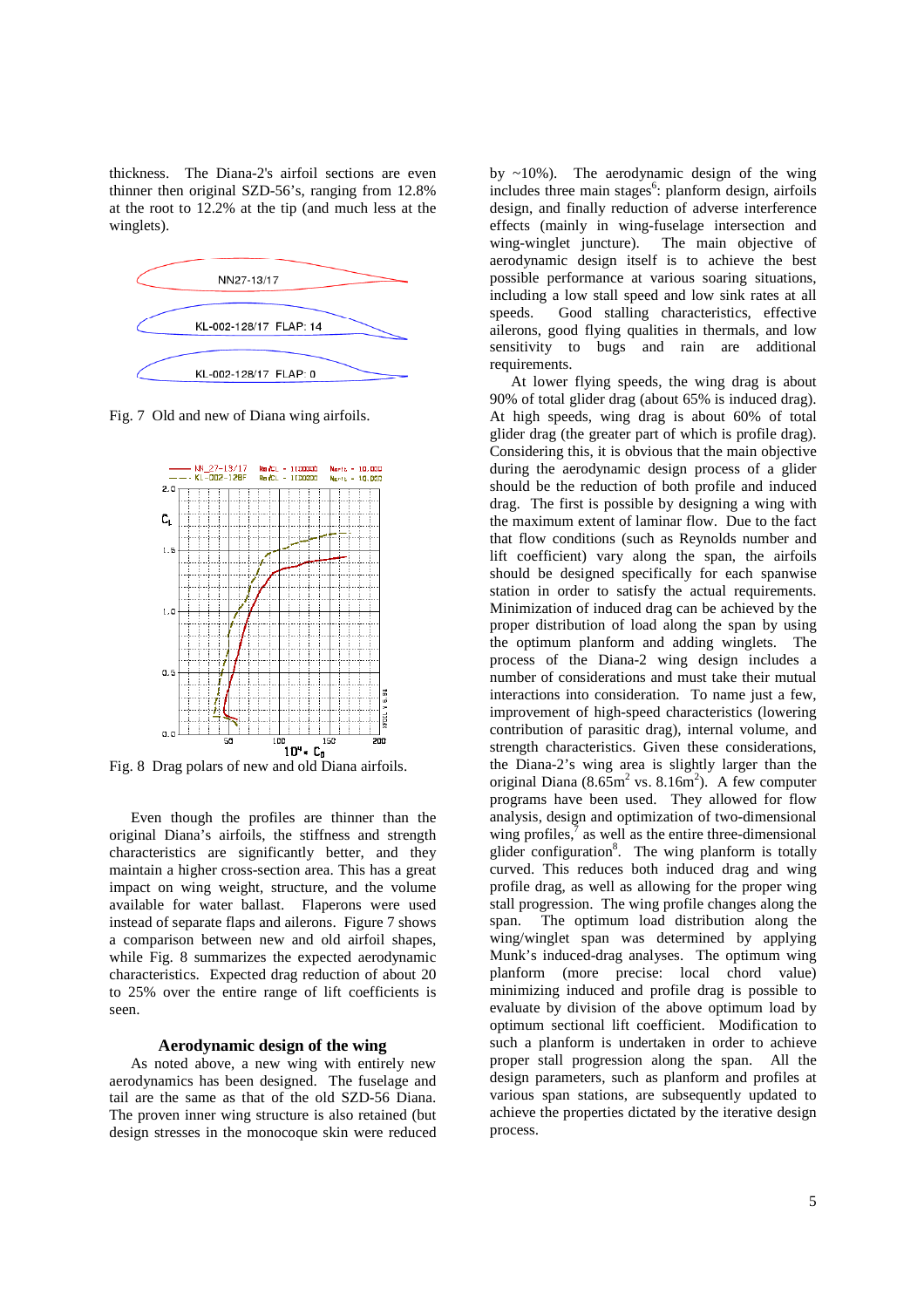thickness. The Diana-2's airfoil sections are even thinner then original SZD-56's, ranging from 12.8% at the root to 12.2% at the tip (and much less at the winglets).

Fig. 7 Old and new of Diana wing airfoils.

Fig. 8 Drag polars of new and old Diana airfoils.

Even though the profiles are thinner than the original Diana's airfoils, the stiffness and strength characteristics are significantly better, and they maintain a higher cross-section area. This has a great impact on wing weight, structure, and the volume available for water ballast. Flaperons were used instead of separate flaps and ailerons. Figure 7 shows a comparison between new and old airfoil shapes, while Fig. 8 summarizes the expected aerodynamic characteristics. Expected drag reduction of about 20 to 25% over the entire range of lift coefficients is seen.

## Aerodynamic design of the wing

As noted above, a new wing with entirely new aerodynamics has been designed. The fuselage and tail are the same as that of the old SZD-56 Diana. The proven inner wing structure is also retained (but design stresses in the monocoque skin were reduced by ~10%). The aerodynamic design of the wing includes three main stages[6]: planform design, airfoils design, and finally reduction of adverse interference effects (mainly in wing-fuselage intersection and wing-winglet juncture). The main objective of aerodynamic design itself is to achieve the best possible performance at various soaring situations, including a low stall speed and low sink rates at all speeds. Good stalling characteristics, effective ailerons, good flying qualities in thermals, and low sensitivity to bugs and rain are additional requirements.

At lower flying speeds, the wing drag is about 90% of total glider drag (about 65% is induced drag). At high speeds, wing drag is about 60% of total glider drag (the greater part of which is profile drag). Considering this, it is obvious that the main objective during the aerodynamic design process of a glider should be the reduction of both profile and induced drag. The first is possible by designing a wing with the maximum extent of laminar flow. Due to the fact that flow conditions (such as Reynolds number and lift coefficient) vary along the span, the airfoils should be designed specifically for each spanwise station in order to satisfy the actual requirements. Minimization of induced drag can be achieved by the proper distribution of load along the span by using the optimum planform and adding winglets. The process of the Diana-2 wing design includes a number of considerations and must take their mutual interactions into consideration. To name just a few, improvement of high-speed characteristics (lowering contribution of parasitic drag), internal volume, and strength characteristics. Given these considerations, the Diana-2's wing area is slightly larger than the original Diana ($8.65\text{m}^2$ vs. $8.16\text{m}^2$). A few computer programs have been used. They allowed for flow analysis, design and optimization of two-dimensional wing profiles,[7] as well as the entire three-dimensional glider configuration[8]. The wing planform is totally curved. This reduces both induced drag and wing profile drag, as well as allowing for the proper wing stall progression. The wing profile changes along the span. The optimum load distribution along the wing/winglet span was determined by applying Munk's induced-drag analyses. The optimum wing planform (more precise: local chord value) minimizing induced and profile drag is possible to evaluate by division of the above optimum load by optimum sectional lift coefficient. Modification to such a planform is undertaken in order to achieve proper stall progression along the span. All the design parameters, such as planform and profiles at various span stations, are subsequently updated to achieve the properties dictated by the iterative design process.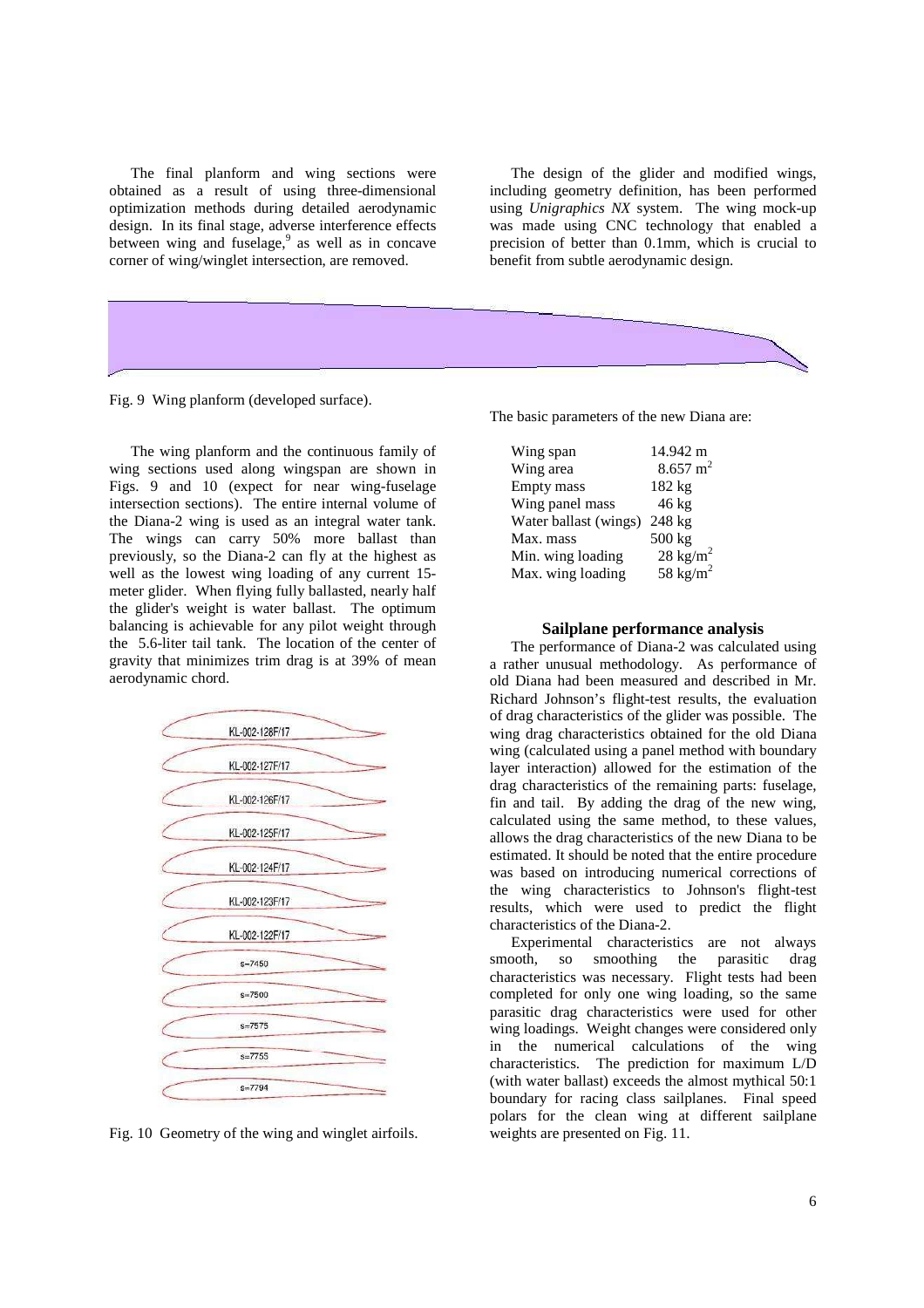The final planform and wing sections were obtained as a result of using three-dimensional optimization methods during detailed aerodynamic design. In its final stage, adverse interference effects between wing and fuselage,[9] as well as in concave corner of wing/winglet intersection, are removed.

The design of the glider and modified wings, including geometry definition, has been performed using *Unigraphics NX* system. The wing mock-up was made using CNC technology that enabled a precision of better than 0.1mm, which is crucial to benefit from subtle aerodynamic design.

Fig. 9 Wing planform (developed surface).

The wing planform and the continuous family of wing sections used along wingspan are shown in Figs. 9 and 10 (expect for near wing-fuselage intersection sections). The entire internal volume of the Diana-2 wing is used as an integral water tank. The wings can carry 50% more ballast than previously, so the Diana-2 can fly at the highest as well as the lowest wing loading of any current 15-meter glider. When flying fully ballasted, nearly half the glider's weight is water ballast. The optimum balancing is achievable for any pilot weight through the 5.6-liter tail tank. The location of the center of gravity that minimizes trim drag is at 39% of mean aerodynamic chord.

KL-002-128F/17

KL-002-127F/17

KL-002-126F/17

KL-002-125F/17

KL-002-124F/17

KL-002-123F/17

KL-002-122F/17

s=7450

s=7500

s=7575

s=7755

s=7794

Fig. 10 Geometry of the wing and winglet airfoils.

The basic parameters of the new Diana are:

| | |
|---|---|
| Wing span | 14.942 m |
| Wing area | 8.657 $m^2$ |
| Empty mass | 182 kg |
| Wing panel mass | 46 kg |
| Water ballast (wings) | 248 kg |
| Max. mass | 500 kg |
| Min. wing loading | 28 $kg/m^2$ |
| Max. wing loading | 58 $kg/m^2$ |

## Sailplane performance analysis

The performance of Diana-2 was calculated using a rather unusual methodology. As performance of old Diana had been measured and described in Mr. Richard Johnson's flight-test results, the evaluation of drag characteristics of the glider was possible. The wing drag characteristics obtained for the old Diana wing (calculated using a panel method with boundary layer interaction) allowed for the estimation of the drag characteristics of the remaining parts: fuselage, fin and tail. By adding the drag of the new wing, calculated using the same method, to these values, allows the drag characteristics of the new Diana to be estimated. It should be noted that the entire procedure was based on introducing numerical corrections of the wing characteristics to Johnson's flight-test results, which were used to predict the flight characteristics of the Diana-2.

Experimental characteristics are not always smooth, so smoothing the parasitic drag characteristics was necessary. Flight tests had been completed for only one wing loading, so the same parasitic drag characteristics were used for other wing loadings. Weight changes were considered only in the numerical calculations of the wing characteristics. The prediction for maximum L/D (with water ballast) exceeds the almost mythical 50:1 boundary for racing class sailplanes. Final speed polars for the clean wing at different sailplane weights are presented on Fig. 11.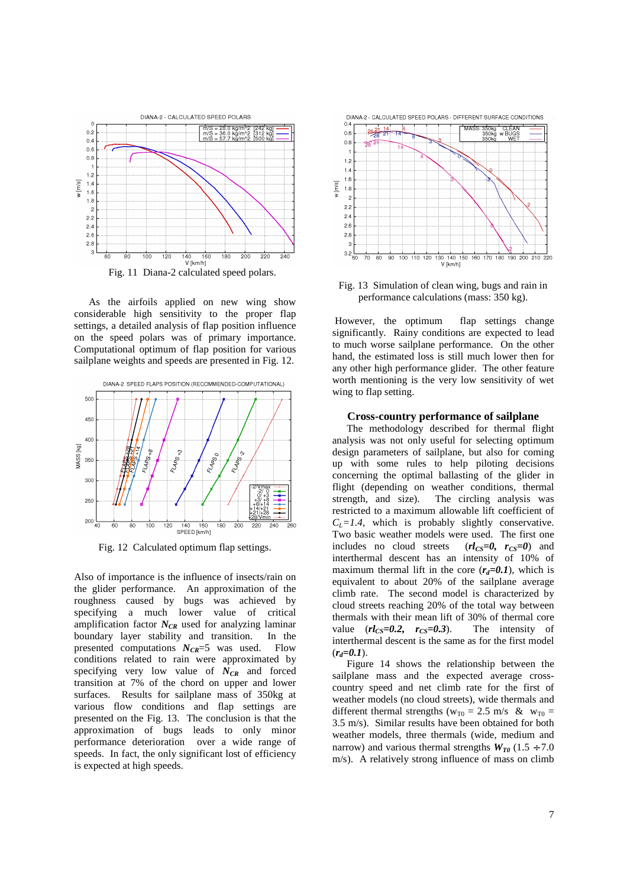Fig. 11 Diana-2 calculated speed polars.

As the airfoils applied on new wing show considerable high sensitivity to the proper flap settings, a detailed analysis of flap position influence on the speed polars was of primary importance. Computational optimum of flap position for various sailplane weights and speeds are presented in Fig. 12.

Fig. 12 Calculated optimum flap settings.

Also of importance is the influence of insects/rain on the glider performance. An approximation of the roughness caused by bugs was achieved by specifying a much lower value of critical amplification factor $N_{CR}$ used for analyzing laminar boundary layer stability and transition. In the presented computations $N_{CR}$=5 was used. Flow conditions related to rain were approximated by specifying very low value of $N_{CR}$ and forced transition at 7% of the chord on upper and lower surfaces. Results for sailplane mass of 350kg at various flow conditions and flap settings are presented on the Fig. 13. The conclusion is that the approximation of bugs leads to only minor performance deterioration over a wide range of speeds. In fact, the only significant lost of efficiency is expected at high speeds.

Fig. 13 Simulation of clean wing, bugs and rain in performance calculations (mass: 350 kg).

However, the optimum flap settings change significantly. Rainy conditions are expected to lead to much worse sailplane performance. On the other hand, the estimated loss is still much lower then for any other high performance glider. The other feature worth mentioning is the very low sensitivity of wet wing to flap setting.

### Cross-country performance of sailplane

The methodology described for thermal flight analysis was not only useful for selecting optimum design parameters of sailplane, but also for coming up with some rules to help piloting decisions concerning the optimal ballasting of the glider in flight (depending on weather conditions, thermal strength, and size). The circling analysis was restricted to a maximum allowable lift coefficient of $C_L=1.4$, which is probably slightly conservative. Two basic weather models were used. The first one includes no cloud streets ($\boldsymbol{rl_{CS}=0}$, $\boldsymbol{r_{CS}=0}$) and interthermal descent has an intensity of 10% of maximum thermal lift in the core ($\boldsymbol{r_d=0.1}$), which is equivalent to about 20% of the sailplane average climb rate. The second model is characterized by cloud streets reaching 20% of the total way between thermals with their mean lift of 30% of thermal core value ($\boldsymbol{rl_{CS}=0.2}$, $\boldsymbol{r_{CS}=0.3}$). The intensity of interthermal descent is the same as for the first model ($\boldsymbol{r_d=0.1}$).

Figure 14 shows the relationship between the sailplane mass and the expected average cross-country speed and net climb rate for the first of weather models (no cloud streets), wide thermals and different thermal strengths ($w_{T0}$ = 2.5 m/s & $w_{T0}$ = 3.5 m/s). Similar results have been obtained for both weather models, three thermals (wide, medium and narrow) and various thermal strengths $\boldsymbol{W_{T0}}$ (1.5 ÷7.0 m/s). A relatively strong influence of mass on climb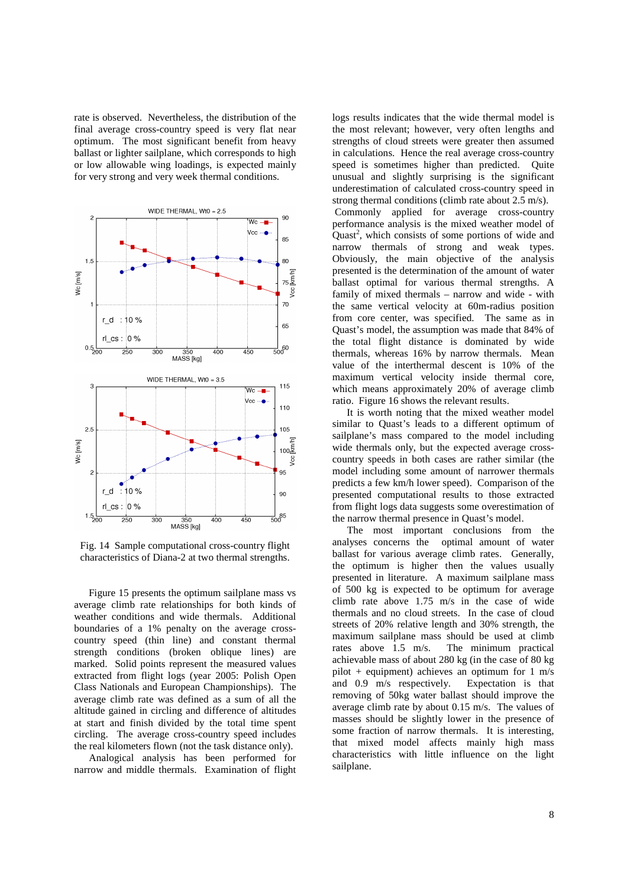rate is observed. Nevertheless, the distribution of the final average cross-country speed is very flat near optimum. The most significant benefit from heavy ballast or lighter sailplane, which corresponds to high or low allowable wing loadings, is expected mainly for very strong and very week thermal conditions.

Fig. 14 Sample computational cross-country flight characteristics of Diana-2 at two thermal strengths.

Figure 15 presents the optimum sailplane mass vs average climb rate relationships for both kinds of weather conditions and wide thermals. Additional boundaries of a 1% penalty on the average cross-country speed (thin line) and constant thermal strength conditions (broken oblique lines) are marked. Solid points represent the measured values extracted from flight logs (year 2005: Polish Open Class Nationals and European Championships). The average climb rate was defined as a sum of all the altitude gained in circling and difference of altitudes at start and finish divided by the total time spent circling. The average cross-country speed includes the real kilometers flown (not the task distance only).

Analogical analysis has been performed for narrow and middle thermals. Examination of flight logs results indicates that the wide thermal model is the most relevant; however, very often lengths and strengths of cloud streets were greater then assumed in calculations. Hence the real average cross-country speed is sometimes higher than predicted. Quite unusual and slightly surprising is the significant underestimation of calculated cross-country speed in strong thermal conditions (climb rate about 2.5 m/s).

Commonly applied for average cross-country performance analysis is the mixed weather model of Quast[2], which consists of some portions of wide and narrow thermals of strong and weak types. Obviously, the main objective of the analysis presented is the determination of the amount of water ballast optimal for various thermal strengths. A family of mixed thermals – narrow and wide - with the same vertical velocity at 60m-radius position from core center, was specified. The same as in Quast's model, the assumption was made that 84% of the total flight distance is dominated by wide thermals, whereas 16% by narrow thermals. Mean value of the interthermal descent is 10% of the maximum vertical velocity inside thermal core, which means approximately 20% of average climb ratio. Figure 16 shows the relevant results.

It is worth noting that the mixed weather model similar to Quast's leads to a different optimum of sailplane's mass compared to the model including wide thermals only, but the expected average cross-country speeds in both cases are rather similar (the model including some amount of narrower thermals predicts a few km/h lower speed). Comparison of the presented computational results to those extracted from flight logs data suggests some overestimation of the narrow thermal presence in Quast's model.

The most important conclusions from the analyses concerns the optimal amount of water ballast for various average climb rates. Generally, the optimum is higher then the values usually presented in literature. A maximum sailplane mass of 500 kg is expected to be optimum for average climb rate above 1.75 m/s in the case of wide thermals and no cloud streets. In the case of cloud streets of 20% relative length and 30% strength, the maximum sailplane mass should be used at climb rates above 1.5 m/s. The minimum practical achievable mass of about 280 kg (in the case of 80 kg pilot + equipment) achieves an optimum for 1 m/s and 0.9 m/s respectively. Expectation is that removing of 50kg water ballast should improve the average climb rate by about 0.15 m/s. The values of masses should be slightly lower in the presence of some fraction of narrow thermals. It is interesting, that mixed model affects mainly high mass characteristics with little influence on the light sailplane.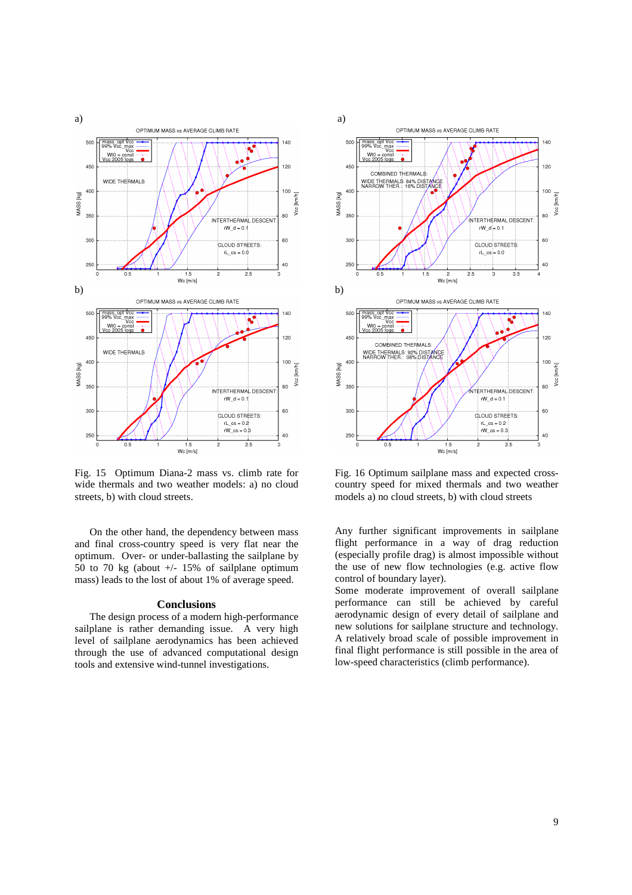Fig. 15 Optimum Diana-2 mass vs. climb rate for wide thermals and two weather models: a) no cloud streets, b) with cloud streets.

Fig. 16 Optimum sailplane mass and expected cross-country speed for mixed thermals and two weather models a) no cloud streets, b) with cloud streets

On the other hand, the dependency between mass and final cross-country speed is very flat near the optimum. Over- or under-ballasting the sailplane by 50 to 70 kg (about +/- 15% of sailplane optimum mass) leads to the lost of about 1% of average speed.

## Conclusions

The design process of a modern high-performance sailplane is rather demanding issue. A very high level of sailplane aerodynamics has been achieved through the use of advanced computational design tools and extensive wind-tunnel investigations.

Any further significant improvements in sailplane flight performance in a way of drag reduction (especially profile drag) is almost impossible without the use of new flow technologies (e.g. active flow control of boundary layer).

Some moderate improvement of overall sailplane performance can still be achieved by careful aerodynamic design of every detail of sailplane and new solutions for sailplane structure and technology. A relatively broad scale of possible improvement in final flight performance is still possible in the area of low-speed characteristics (climb performance).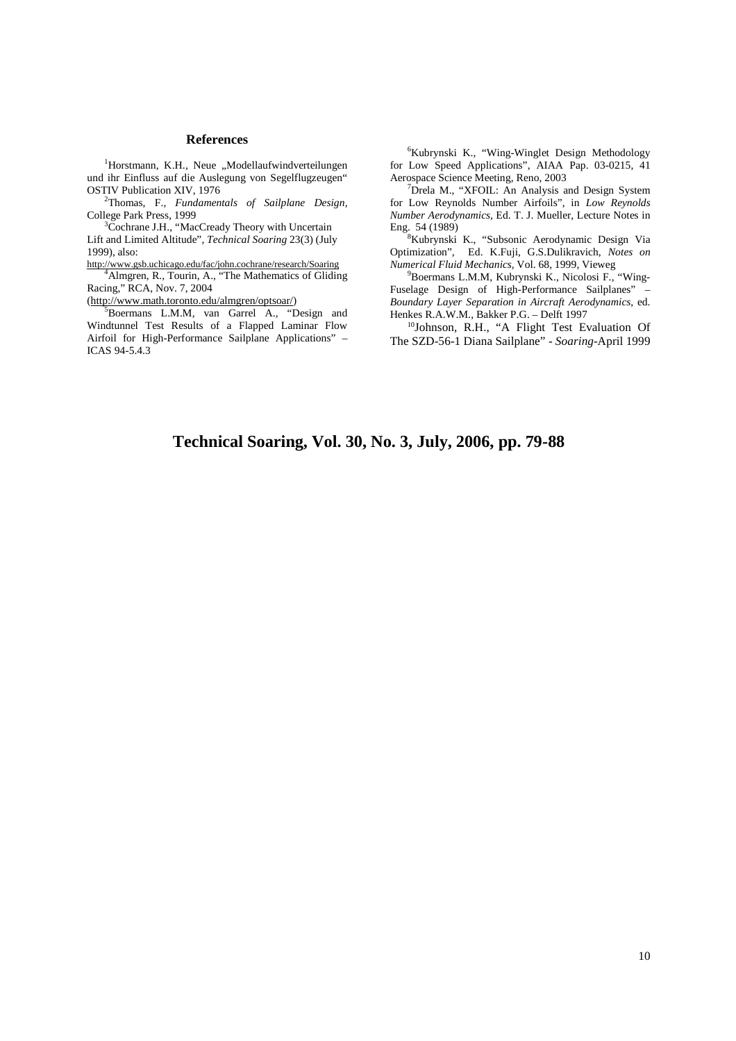## References

[1]Horstmann, K.H., Neue „Modellaufwindverteilungen und ihr Einfluss auf die Auslegung von Segelflugzeugen" OSTIV Publication XIV, 1976

[2]Thomas, F., *Fundamentals of Sailplane Design*, College Park Press, 1999

[3]Cochrane J.H., "MacCready Theory with Uncertain Lift and Limited Altitude", *Technical Soaring* 23(3) (July 1999), also: http://www.gsb.uchicago.edu/fac/john.cochrane/research/Soaring

[4]Almgren, R., Tourin, A., "The Mathematics of Gliding Racing," RCA, Nov. 7, 2004 (http://www.math.toronto.edu/almgren/optsoar/)

[5]Boermans L.M.M, van Garrel A., "Design and Windtunnel Test Results of a Flapped Laminar Flow Airfoil for High-Performance Sailplane Applications" – ICAS 94-5.4.3

[6]Kubrynski K., "Wing-Winglet Design Methodology for Low Speed Applications", AIAA Pap. 03-0215, 41 Aerospace Science Meeting, Reno, 2003

[7]Drela M., "XFOIL: An Analysis and Design System for Low Reynolds Number Airfoils", in *Low Reynolds Number Aerodynamics*, Ed. T. J. Mueller, Lecture Notes in Eng. 54 (1989)

[8]Kubrynski K., "Subsonic Aerodynamic Design Via Optimization", Ed. K.Fuji, G.S.Dulikravich, *Notes on Numerical Fluid Mechanics*, Vol. 68, 1999, Vieweg

[9]Boermans L.M.M, Kubrynski K., Nicolosi F., "Wing-Fuselage Design of High-Performance Sailplanes" – *Boundary Layer Separation in Aircraft Aerodynamics*, ed. Henkes R.A.W.M., Bakker P.G. – Delft 1997

[10]Johnson, R.H., "A Flight Test Evaluation Of The SZD-56-1 Diana Sailplane" - *Soaring*-April 1999

**Technical Soaring, Vol. 30, No. 3, July, 2006, pp. 79-88**